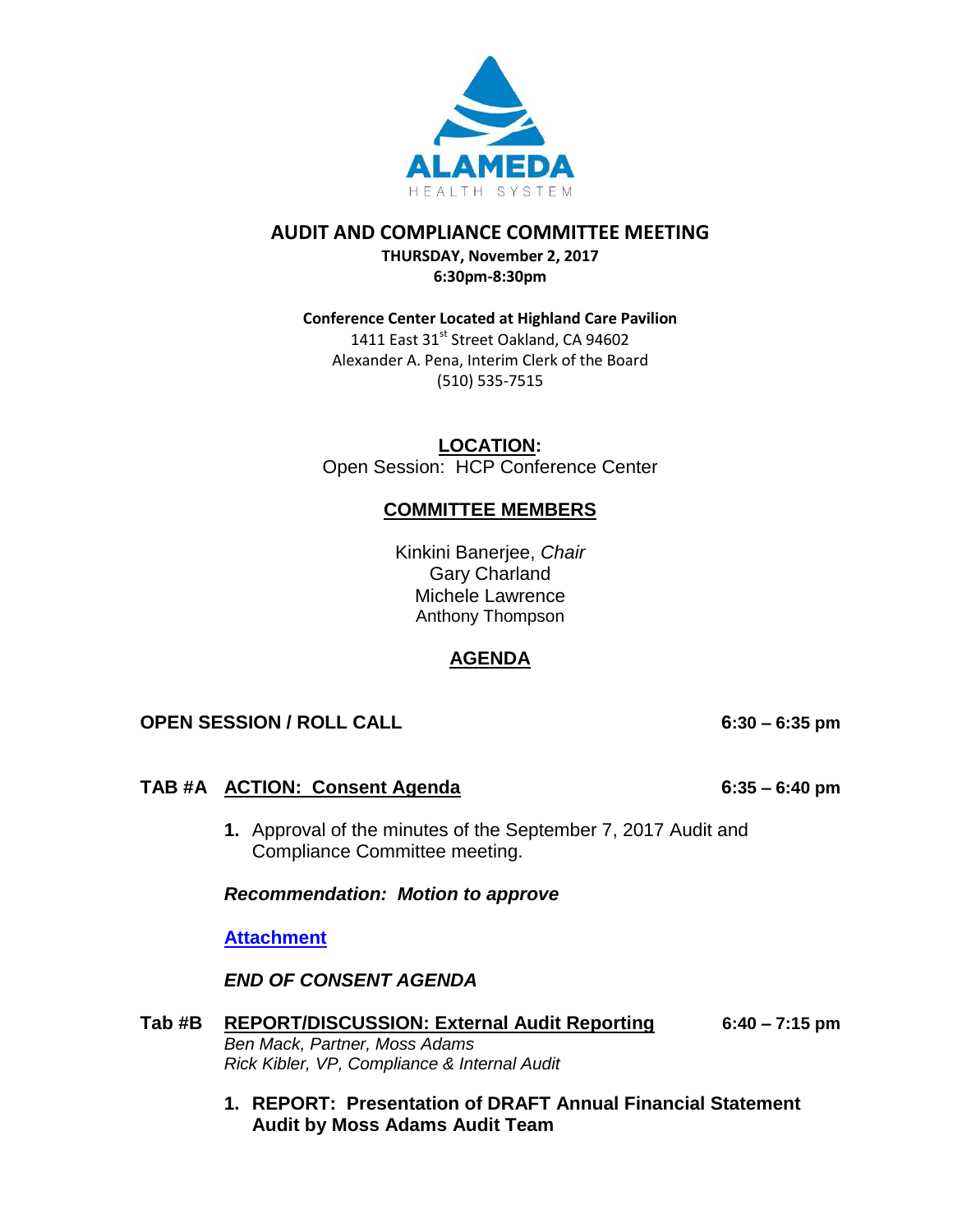ALAMEDA

HEALTH SYSTEM

# AUDIT AND COMPLIANCE COMMITTEE MEETING

**THURSDAY, November 2, 2017**

**6:30pm-8:30pm**

**Conference Center Located at Highland Care Pavilion**

1411 East 31st Street Oakland, CA 94602

Alexander A. Pena, Interim Clerk of the Board

(510) 535-7515

## LOCATION:

Open Session: HCP Conference Center

## COMMITTEE MEMBERS

Kinkini Banerjee, *Chair*

Gary Charland

Michele Lawrence

Anthony Thompson

## AGENDA

**OPEN SESSION / ROLL CALL** **6:30 – 6:35 pm**

**TAB #A** **ACTION: Consent Agenda** **6:35 – 6:40 pm**

1. Approval of the minutes of the September 7, 2017 Audit and Compliance Committee meeting.

***Recommendation: Motion to approve***

**Attachment**

***END OF CONSENT AGENDA***

**Tab #B** **REPORT/DISCUSSION: External Audit Reporting** **6:40 – 7:15 pm**

*Ben Mack, Partner, Moss Adams*

*Rick Kibler, VP, Compliance & Internal Audit*

1. **REPORT: Presentation of DRAFT Annual Financial Statement Audit by Moss Adams Audit Team**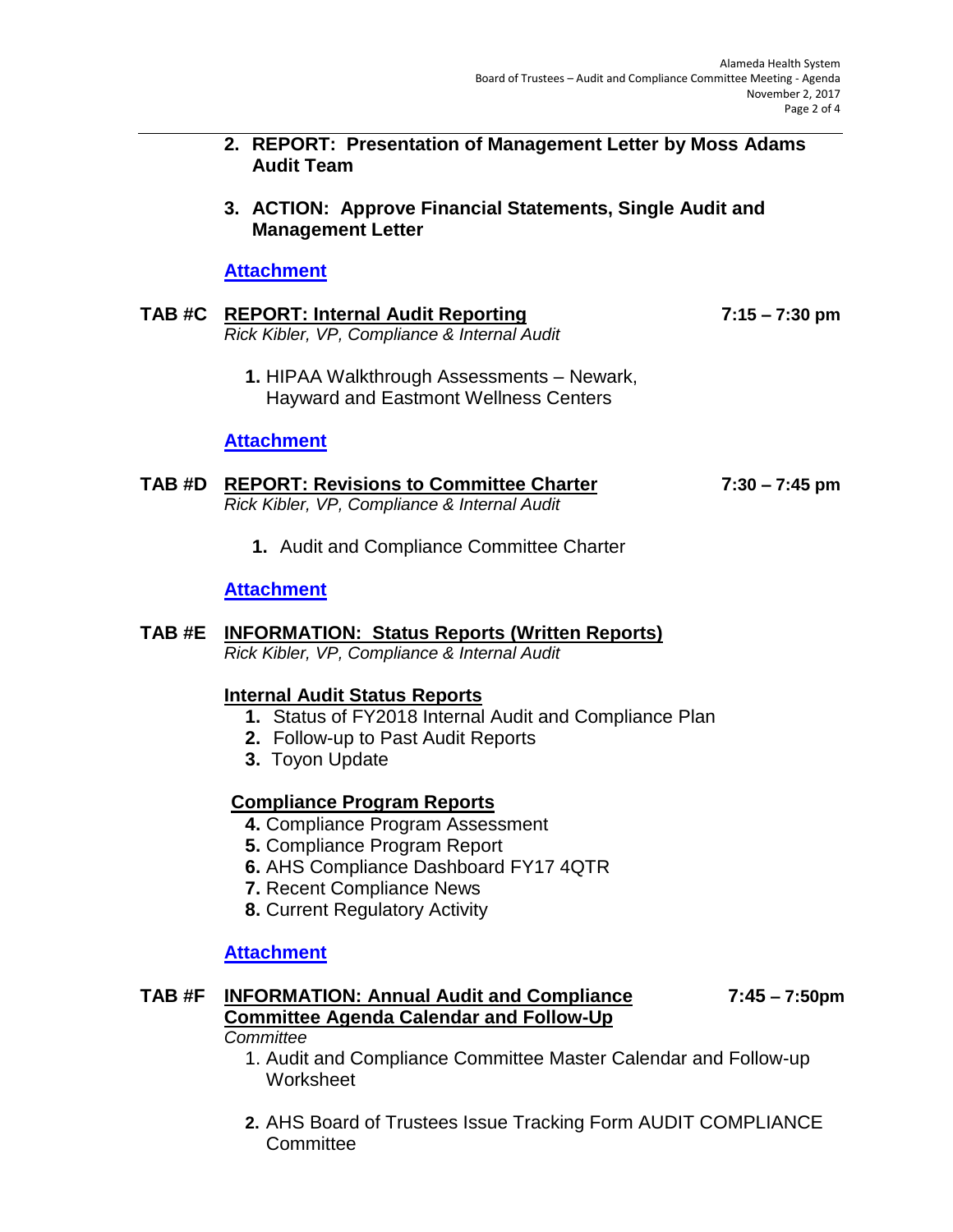2. **REPORT: Presentation of Management Letter by Moss Adams Audit Team**

3. **ACTION: Approve Financial Statements, Single Audit and Management Letter**

**Attachment**

**TAB #C** **REPORT: Internal Audit Reporting** **7:15 – 7:30 pm**
*Rick Kibler, VP, Compliance & Internal Audit*

1. HIPAA Walkthrough Assessments – Newark, Hayward and Eastmont Wellness Centers

**Attachment**

**TAB #D** **REPORT: Revisions to Committee Charter** **7:30 – 7:45 pm**
*Rick Kibler, VP, Compliance & Internal Audit*

1. Audit and Compliance Committee Charter

**Attachment**

**TAB #E** **INFORMATION: Status Reports (Written Reports)**
*Rick Kibler, VP, Compliance & Internal Audit*

**Internal Audit Status Reports**

1. Status of FY2018 Internal Audit and Compliance Plan
2. Follow-up to Past Audit Reports
3. Toyon Update

**Compliance Program Reports**

4. Compliance Program Assessment
5. Compliance Program Report
6. AHS Compliance Dashboard FY17 4QTR
7. Recent Compliance News
8. Current Regulatory Activity

**Attachment**

**TAB #F** **INFORMATION: Annual Audit and Compliance Committee Agenda Calendar and Follow-Up** **7:45 – 7:50pm**
*Committee*

1. Audit and Compliance Committee Master Calendar and Follow-up Worksheet

2. AHS Board of Trustees Issue Tracking Form AUDIT COMPLIANCE Committee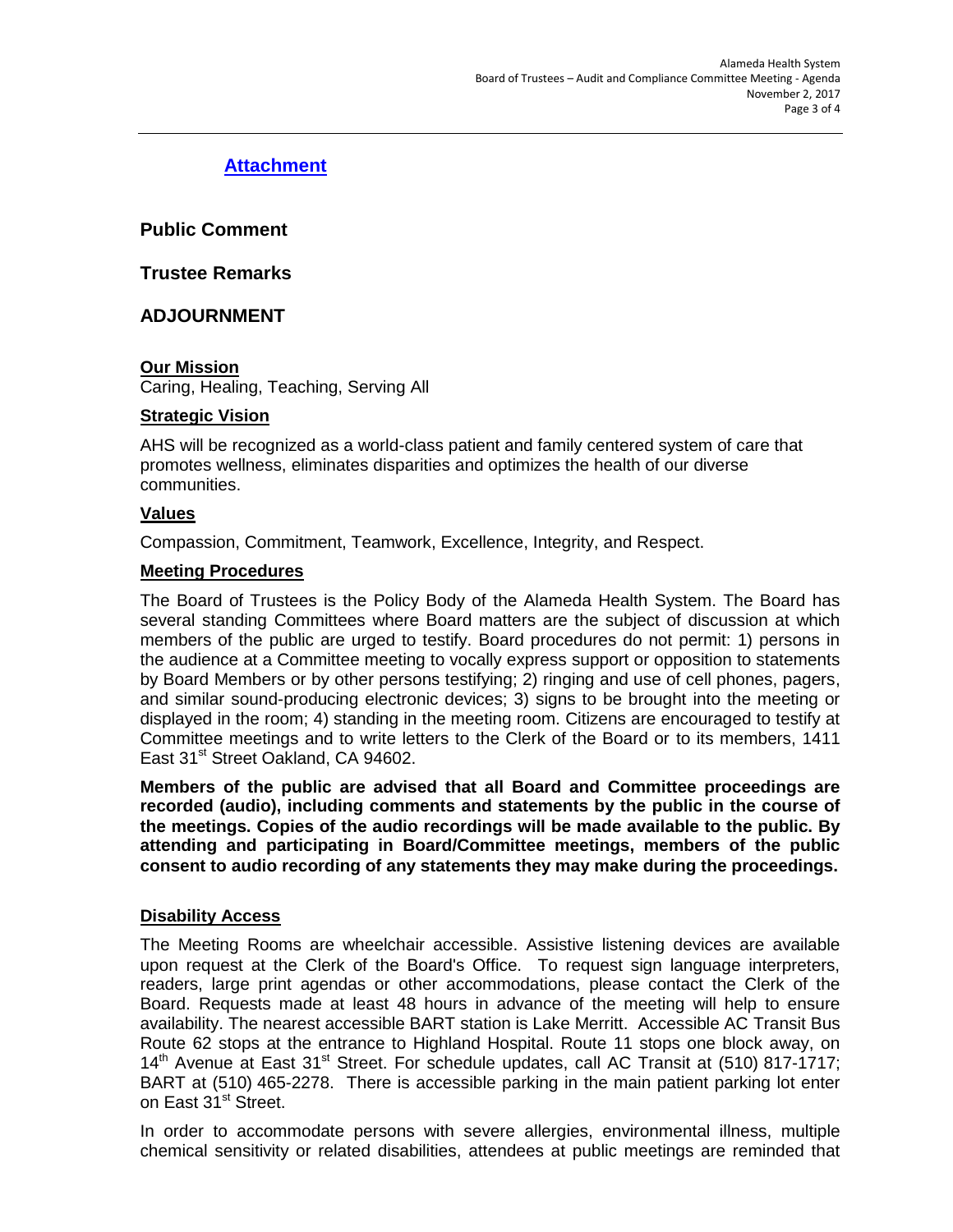**Attachment**

## Public Comment

## Trustee Remarks

## ADJOURNMENT

**Our Mission**

Caring, Healing, Teaching, Serving All

**Strategic Vision**

AHS will be recognized as a world-class patient and family centered system of care that promotes wellness, eliminates disparities and optimizes the health of our diverse communities.

**Values**

Compassion, Commitment, Teamwork, Excellence, Integrity, and Respect.

**Meeting Procedures**

The Board of Trustees is the Policy Body of the Alameda Health System. The Board has several standing Committees where Board matters are the subject of discussion at which members of the public are urged to testify. Board procedures do not permit: 1) persons in the audience at a Committee meeting to vocally express support or opposition to statements by Board Members or by other persons testifying; 2) ringing and use of cell phones, pagers, and similar sound-producing electronic devices; 3) signs to be brought into the meeting or displayed in the room; 4) standing in the meeting room. Citizens are encouraged to testify at Committee meetings and to write letters to the Clerk of the Board or to its members, 1411 East 31st Street Oakland, CA 94602.

**Members of the public are advised that all Board and Committee proceedings are recorded (audio), including comments and statements by the public in the course of the meetings. Copies of the audio recordings will be made available to the public. By attending and participating in Board/Committee meetings, members of the public consent to audio recording of any statements they may make during the proceedings.**

**Disability Access**

The Meeting Rooms are wheelchair accessible. Assistive listening devices are available upon request at the Clerk of the Board's Office. To request sign language interpreters, readers, large print agendas or other accommodations, please contact the Clerk of the Board. Requests made at least 48 hours in advance of the meeting will help to ensure availability. The nearest accessible BART station is Lake Merritt. Accessible AC Transit Bus Route 62 stops at the entrance to Highland Hospital. Route 11 stops one block away, on 14th Avenue at East 31st Street. For schedule updates, call AC Transit at (510) 817-1717; BART at (510) 465-2278. There is accessible parking in the main patient parking lot enter on East 31st Street.

In order to accommodate persons with severe allergies, environmental illness, multiple chemical sensitivity or related disabilities, attendees at public meetings are reminded that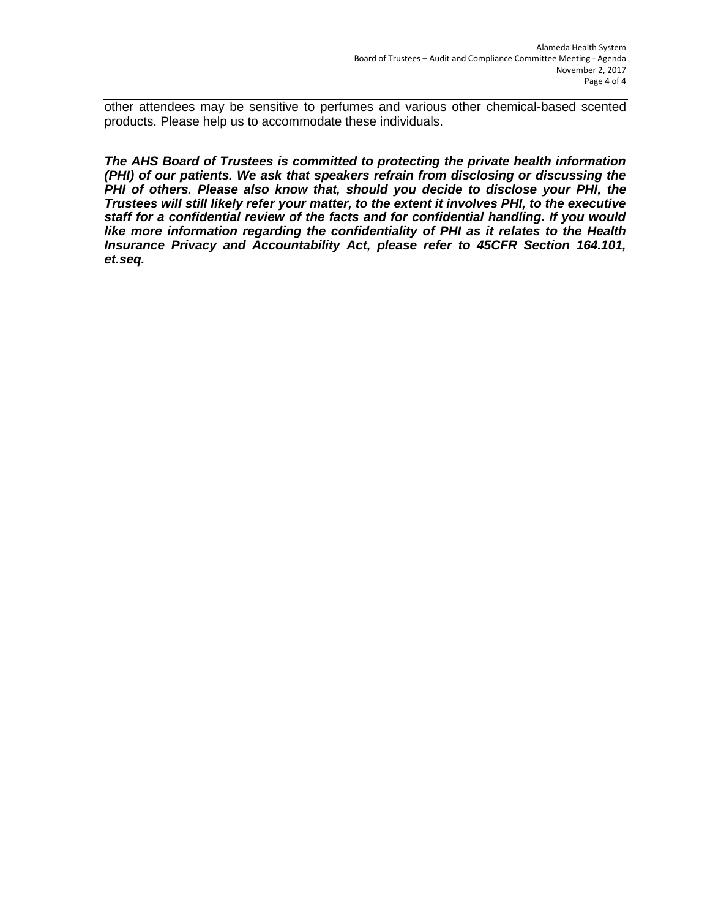other attendees may be sensitive to perfumes and various other chemical-based scented products. Please help us to accommodate these individuals.

***The AHS Board of Trustees is committed to protecting the private health information (PHI) of our patients. We ask that speakers refrain from disclosing or discussing the PHI of others. Please also know that, should you decide to disclose your PHI, the Trustees will still likely refer your matter, to the extent it involves PHI, to the executive staff for a confidential review of the facts and for confidential handling. If you would like more information regarding the confidentiality of PHI as it relates to the Health Insurance Privacy and Accountability Act, please refer to 45CFR Section 164.101, et.seq.***